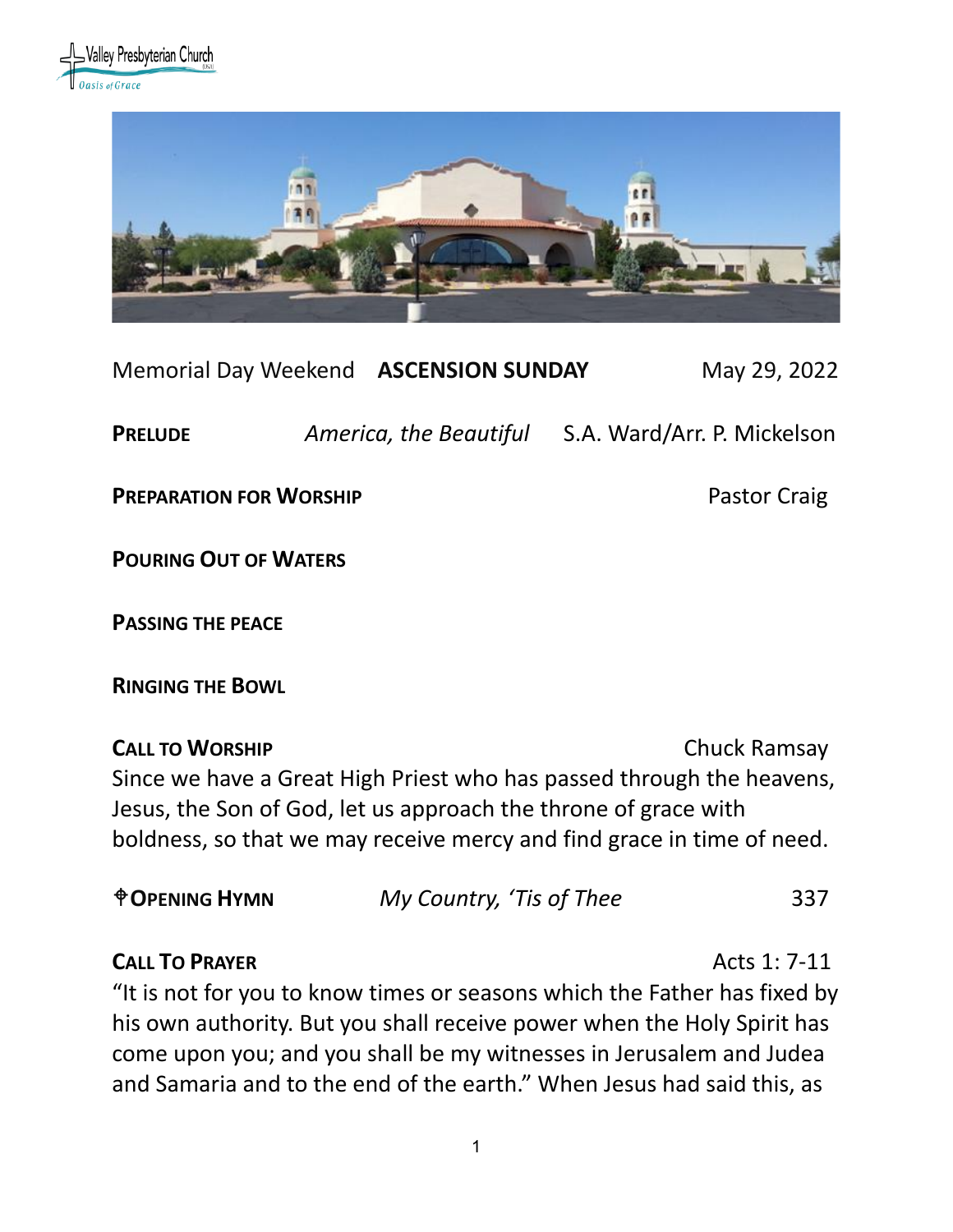Valley Presbyterian Church (USA)
*Oasis of Grace*

Memorial Day Weekend **ASCENSION SUNDAY** May 29, 2022

**PRELUDE** *America, the Beautiful* S.A. Ward/Arr. P. Mickelson

**PREPARATION FOR WORSHIP** Pastor Craig

**POURING OUT OF WATERS**

**PASSING THE PEACE**

**RINGING THE BOWL**

**CALL TO WORSHIP** Chuck Ramsay

Since we have a Great High Priest who has passed through the heavens, Jesus, the Son of God, let us approach the throne of grace with boldness, so that we may receive mercy and find grace in time of need.

✝**OPENING HYMN** *My Country, 'Tis of Thee* 337

**CALL TO PRAYER** Acts 1: 7-11

"It is not for you to know times or seasons which the Father has fixed by his own authority. But you shall receive power when the Holy Spirit has come upon you; and you shall be my witnesses in Jerusalem and Judea and Samaria and to the end of the earth." When Jesus had said this, as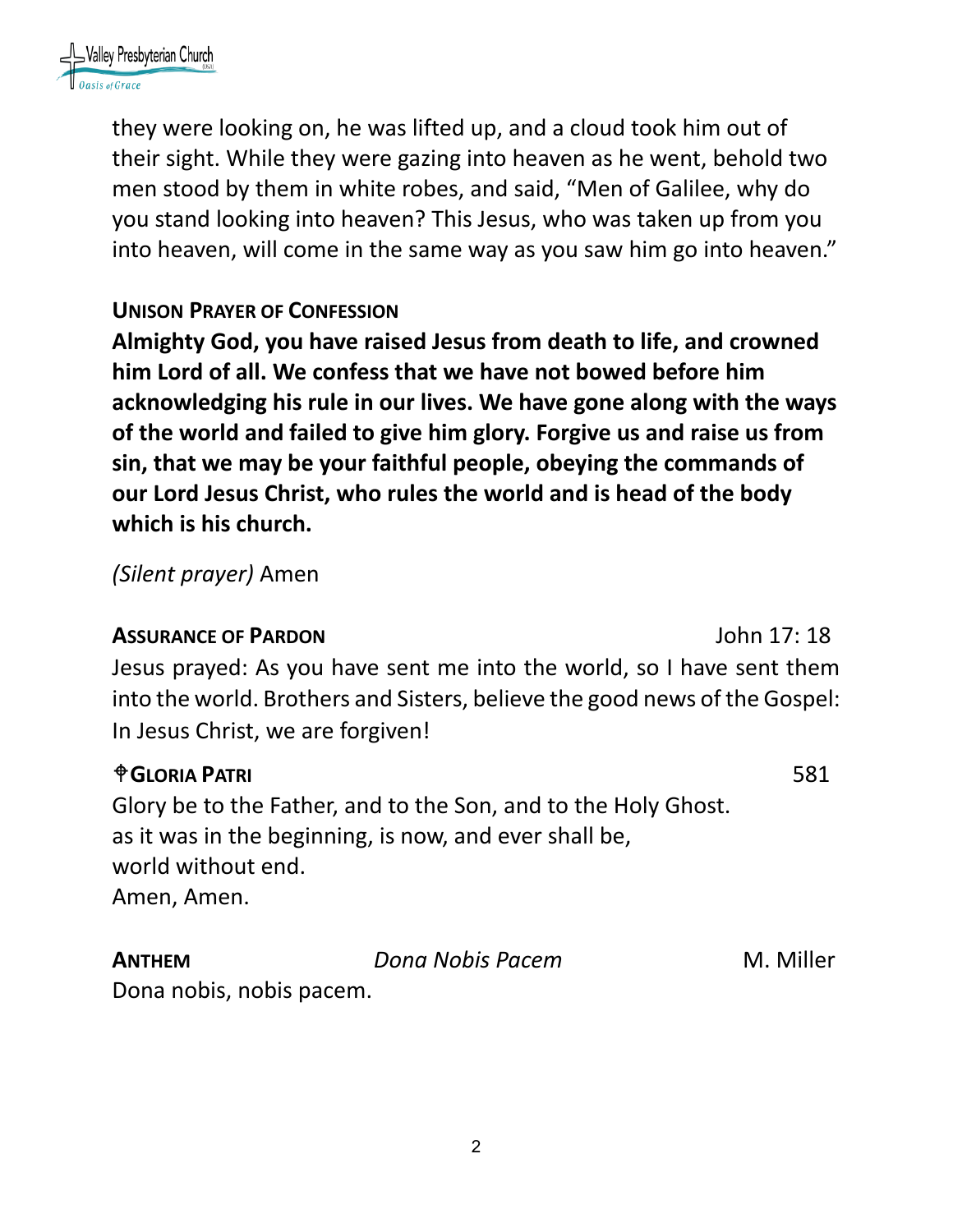they were looking on, he was lifted up, and a cloud took him out of their sight. While they were gazing into heaven as he went, behold two men stood by them in white robes, and said, "Men of Galilee, why do you stand looking into heaven? This Jesus, who was taken up from you into heaven, will come in the same way as you saw him go into heaven."

**UNISON PRAYER OF CONFESSION**

**Almighty God, you have raised Jesus from death to life, and crowned him Lord of all. We confess that we have not bowed before him acknowledging his rule in our lives. We have gone along with the ways of the world and failed to give him glory. Forgive us and raise us from sin, that we may be your faithful people, obeying the commands of our Lord Jesus Christ, who rules the world and is head of the body which is his church.**

*(Silent prayer)* Amen

**ASSURANCE OF PARDON** John 17: 18

Jesus prayed: As you have sent me into the world, so I have sent them into the world. Brothers and Sisters, believe the good news of the Gospel: In Jesus Christ, we are forgiven!

**✙GLORIA PATRI** 581

Glory be to the Father, and to the Son, and to the Holy Ghost.
as it was in the beginning, is now, and ever shall be,
world without end.
Amen, Amen.

**ANTHEM** *Dona Nobis Pacem* M. Miller

Dona nobis, nobis pacem.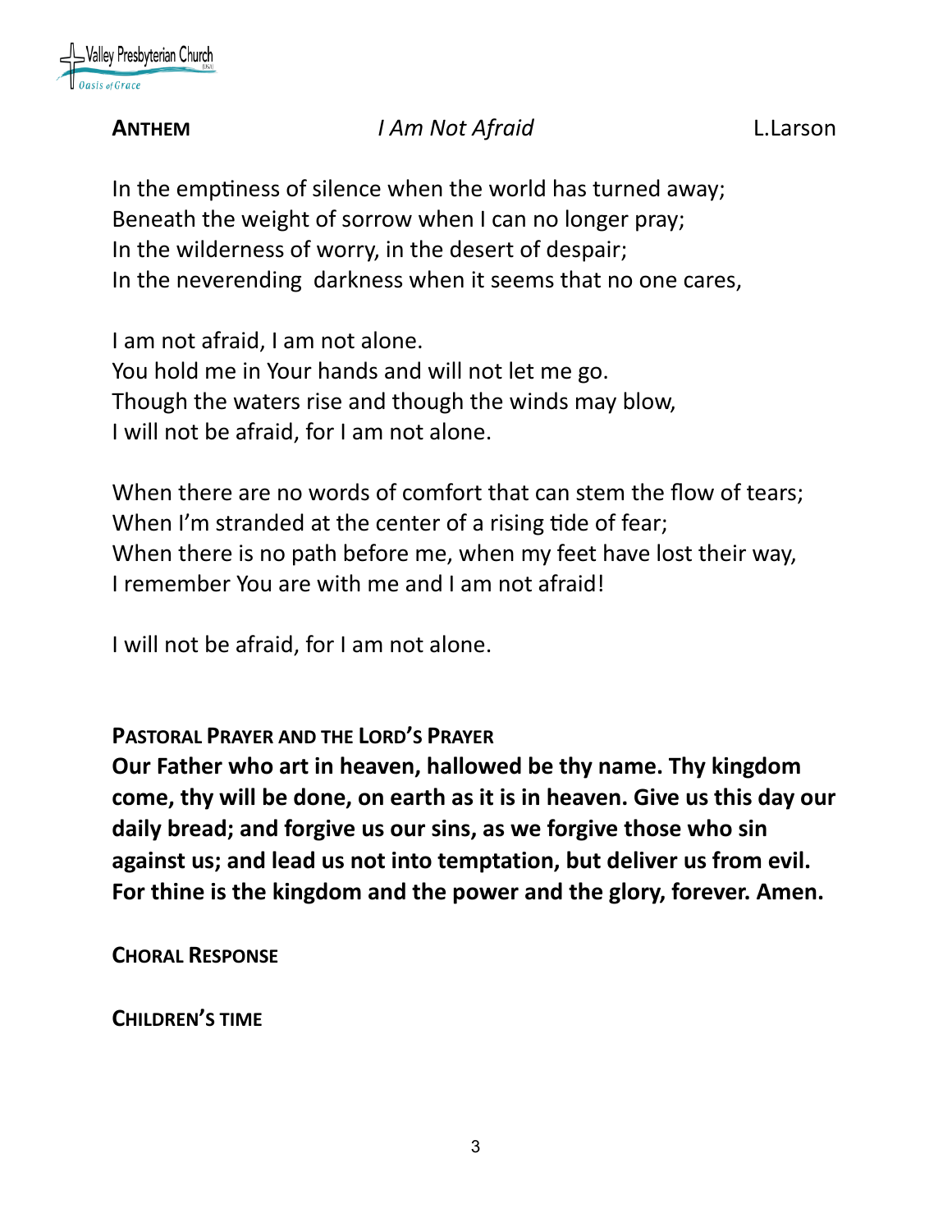**ANTHEM** *I Am Not Afraid* L.Larson

In the emptiness of silence when the world has turned away;
Beneath the weight of sorrow when I can no longer pray;
In the wilderness of worry, in the desert of despair;
In the neverending darkness when it seems that no one cares,

I am not afraid, I am not alone.
You hold me in Your hands and will not let me go.
Though the waters rise and though the winds may blow,
I will not be afraid, for I am not alone.

When there are no words of comfort that can stem the flow of tears;
When I'm stranded at the center of a rising tide of fear;
When there is no path before me, when my feet have lost their way,
I remember You are with me and I am not afraid!

I will not be afraid, for I am not alone.

**PASTORAL PRAYER AND THE LORD'S PRAYER**

**Our Father who art in heaven, hallowed be thy name. Thy kingdom come, thy will be done, on earth as it is in heaven. Give us this day our daily bread; and forgive us our sins, as we forgive those who sin against us; and lead us not into temptation, but deliver us from evil. For thine is the kingdom and the power and the glory, forever. Amen.**

**CHORAL RESPONSE**

**CHILDREN'S TIME**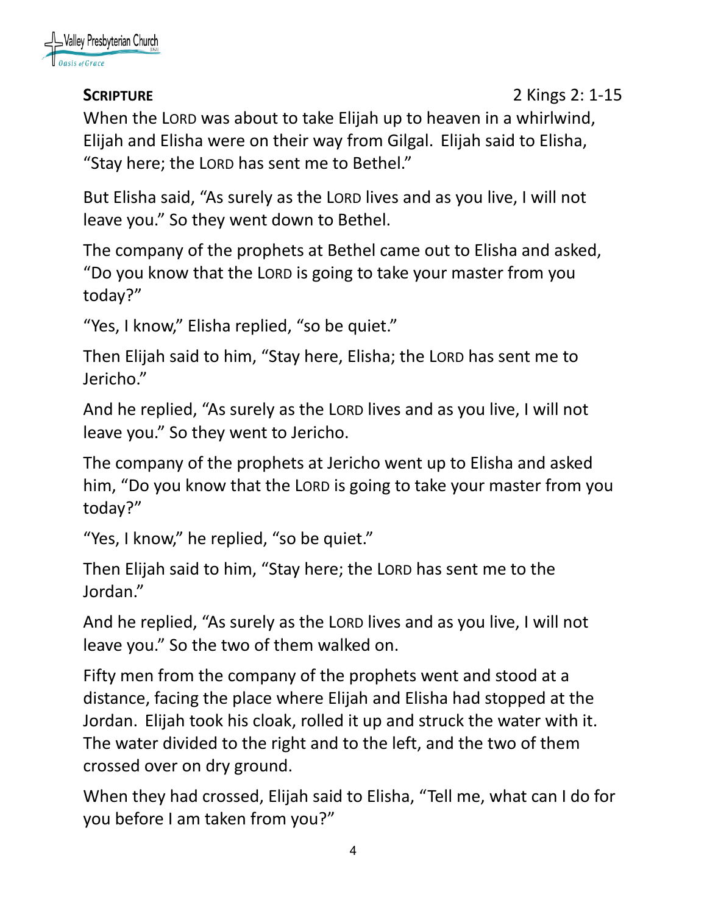**SCRIPTURE** 2 Kings 2: 1-15

When the LORD was about to take Elijah up to heaven in a whirlwind, Elijah and Elisha were on their way from Gilgal. Elijah said to Elisha, "Stay here; the LORD has sent me to Bethel."

But Elisha said, "As surely as the LORD lives and as you live, I will not leave you." So they went down to Bethel.

The company of the prophets at Bethel came out to Elisha and asked, "Do you know that the LORD is going to take your master from you today?"

"Yes, I know," Elisha replied, "so be quiet."

Then Elijah said to him, "Stay here, Elisha; the LORD has sent me to Jericho."

And he replied, "As surely as the LORD lives and as you live, I will not leave you." So they went to Jericho.

The company of the prophets at Jericho went up to Elisha and asked him, "Do you know that the LORD is going to take your master from you today?"

"Yes, I know," he replied, "so be quiet."

Then Elijah said to him, "Stay here; the LORD has sent me to the Jordan."

And he replied, "As surely as the LORD lives and as you live, I will not leave you." So the two of them walked on.

Fifty men from the company of the prophets went and stood at a distance, facing the place where Elijah and Elisha had stopped at the Jordan. Elijah took his cloak, rolled it up and struck the water with it. The water divided to the right and to the left, and the two of them crossed over on dry ground.

When they had crossed, Elijah said to Elisha, "Tell me, what can I do for you before I am taken from you?"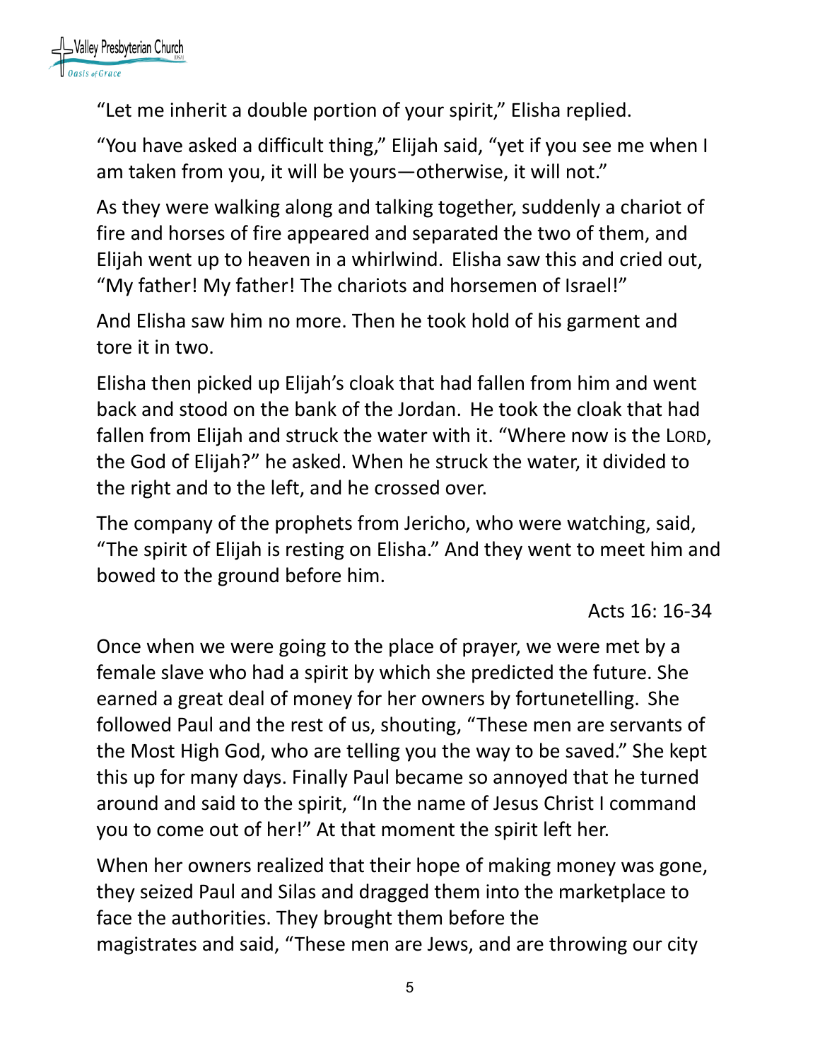"Let me inherit a double portion of your spirit," Elisha replied.

"You have asked a difficult thing," Elijah said, "yet if you see me when I am taken from you, it will be yours—otherwise, it will not."

As they were walking along and talking together, suddenly a chariot of fire and horses of fire appeared and separated the two of them, and Elijah went up to heaven in a whirlwind. Elisha saw this and cried out, "My father! My father! The chariots and horsemen of Israel!"

And Elisha saw him no more. Then he took hold of his garment and tore it in two.

Elisha then picked up Elijah's cloak that had fallen from him and went back and stood on the bank of the Jordan. He took the cloak that had fallen from Elijah and struck the water with it. "Where now is the LORD, the God of Elijah?" he asked. When he struck the water, it divided to the right and to the left, and he crossed over.

The company of the prophets from Jericho, who were watching, said, "The spirit of Elijah is resting on Elisha." And they went to meet him and bowed to the ground before him.

Acts 16: 16-34

Once when we were going to the place of prayer, we were met by a female slave who had a spirit by which she predicted the future. She earned a great deal of money for her owners by fortunetelling. She followed Paul and the rest of us, shouting, "These men are servants of the Most High God, who are telling you the way to be saved." She kept this up for many days. Finally Paul became so annoyed that he turned around and said to the spirit, "In the name of Jesus Christ I command you to come out of her!" At that moment the spirit left her.

When her owners realized that their hope of making money was gone, they seized Paul and Silas and dragged them into the marketplace to face the authorities. They brought them before the magistrates and said, "These men are Jews, and are throwing our city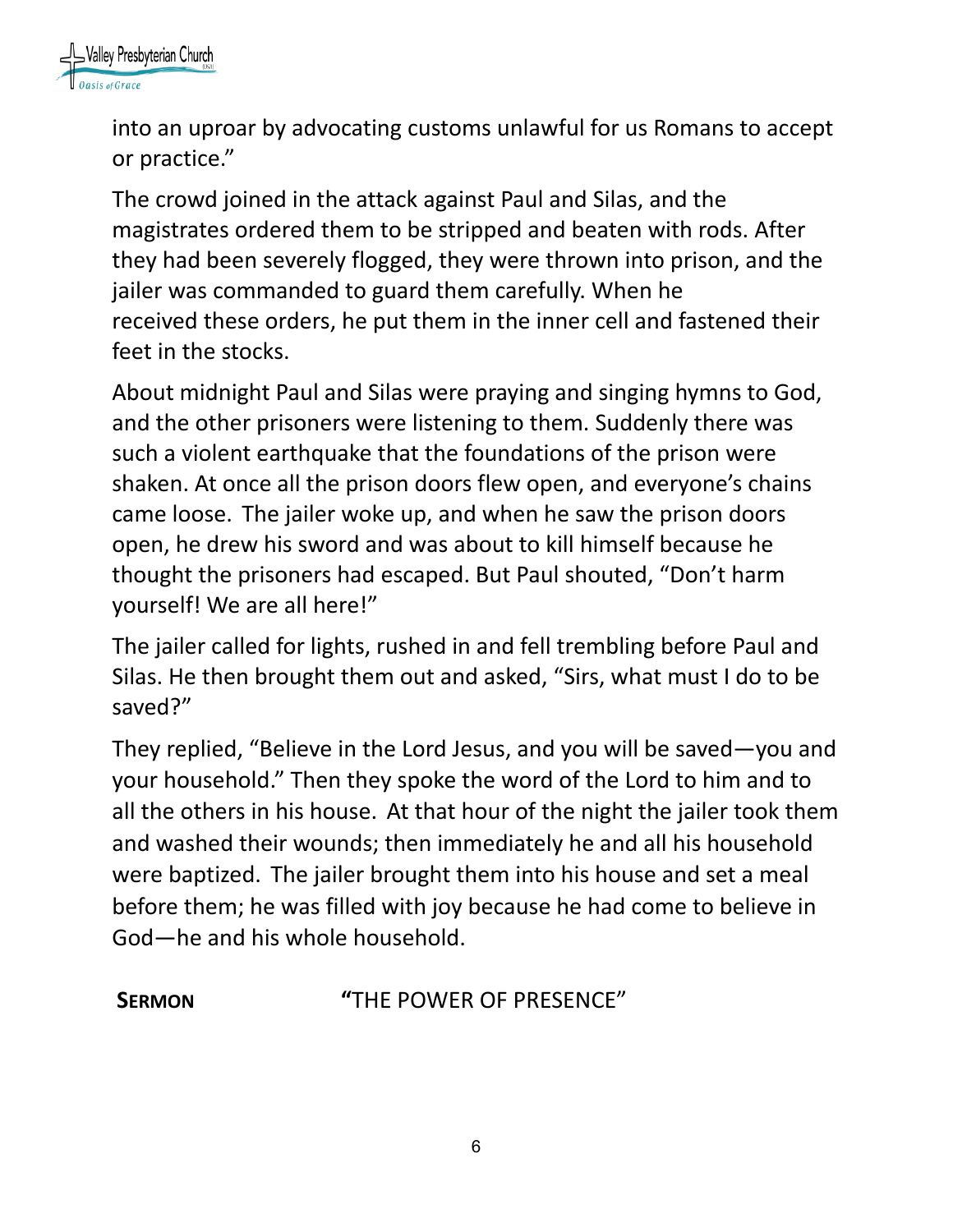into an uproar by advocating customs unlawful for us Romans to accept or practice."

The crowd joined in the attack against Paul and Silas, and the magistrates ordered them to be stripped and beaten with rods. After they had been severely flogged, they were thrown into prison, and the jailer was commanded to guard them carefully. When he received these orders, he put them in the inner cell and fastened their feet in the stocks.

About midnight Paul and Silas were praying and singing hymns to God, and the other prisoners were listening to them. Suddenly there was such a violent earthquake that the foundations of the prison were shaken. At once all the prison doors flew open, and everyone's chains came loose. The jailer woke up, and when he saw the prison doors open, he drew his sword and was about to kill himself because he thought the prisoners had escaped. But Paul shouted, "Don't harm yourself! We are all here!"

The jailer called for lights, rushed in and fell trembling before Paul and Silas. He then brought them out and asked, "Sirs, what must I do to be saved?"

They replied, "Believe in the Lord Jesus, and you will be saved—you and your household." Then they spoke the word of the Lord to him and to all the others in his house. At that hour of the night the jailer took them and washed their wounds; then immediately he and all his household were baptized. The jailer brought them into his house and set a meal before them; he was filled with joy because he had come to believe in God—he and his whole household.

**SERMON** "THE POWER OF PRESENCE"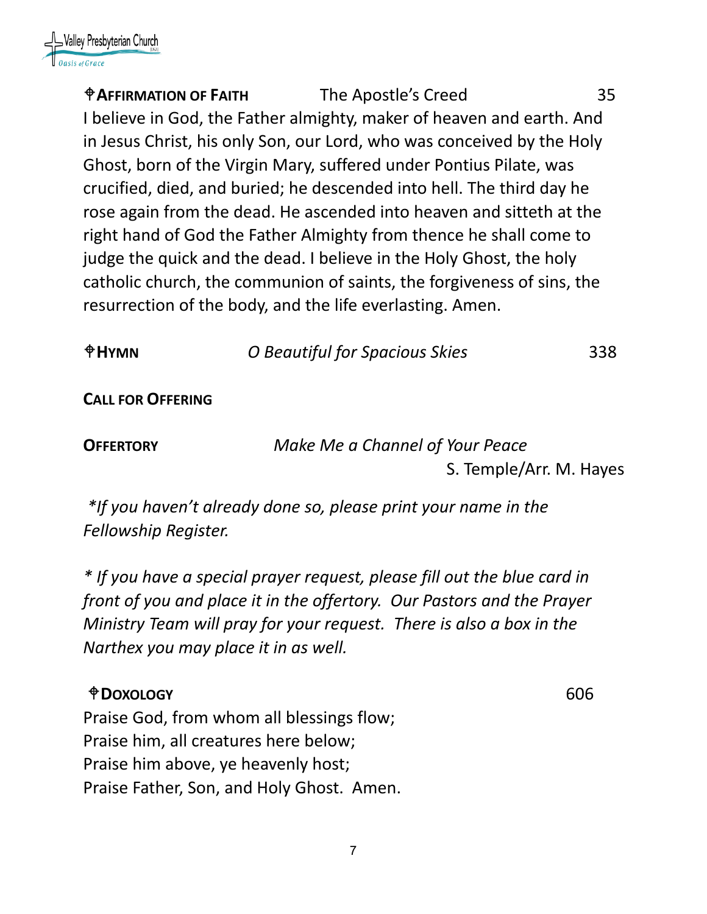**♰AFFIRMATION OF FAITH** The Apostle's Creed 35

I believe in God, the Father almighty, maker of heaven and earth. And in Jesus Christ, his only Son, our Lord, who was conceived by the Holy Ghost, born of the Virgin Mary, suffered under Pontius Pilate, was crucified, died, and buried; he descended into hell. The third day he rose again from the dead. He ascended into heaven and sitteth at the right hand of God the Father Almighty from thence he shall come to judge the quick and the dead. I believe in the Holy Ghost, the holy catholic church, the communion of saints, the forgiveness of sins, the resurrection of the body, and the life everlasting. Amen.

**♰HYMN** *O Beautiful for Spacious Skies* 338

**CALL FOR OFFERING**

**OFFERTORY** *Make Me a Channel of Your Peace*
S. Temple/Arr. M. Hayes

*\*If you haven't already done so, please print your name in the Fellowship Register.*

*\* If you have a special prayer request, please fill out the blue card in front of you and place it in the offertory. Our Pastors and the Prayer Ministry Team will pray for your request. There is also a box in the Narthex you may place it in as well.*

**♰DOXOLOGY** 606

Praise God, from whom all blessings flow;
Praise him, all creatures here below;
Praise him above, ye heavenly host;
Praise Father, Son, and Holy Ghost. Amen.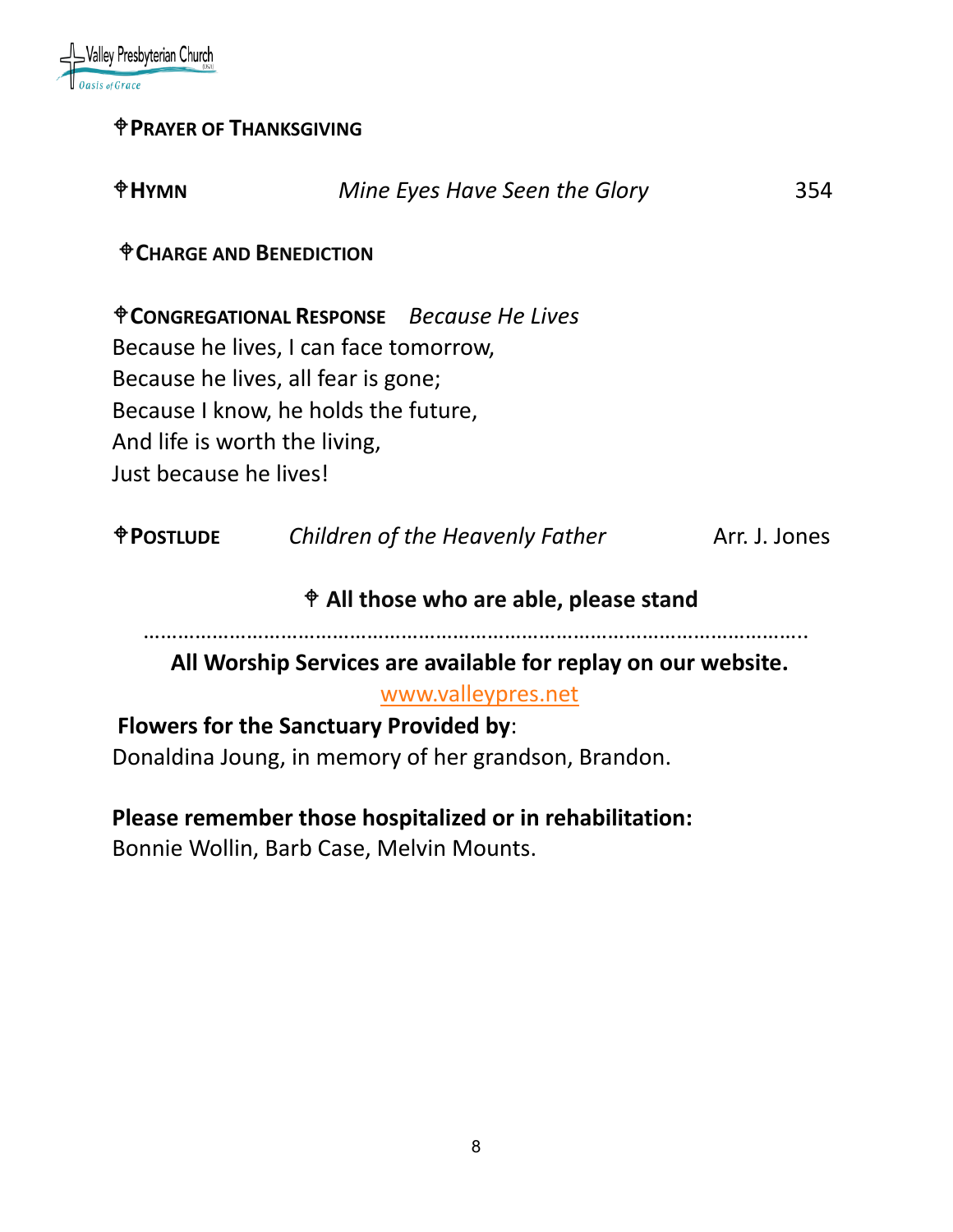⌖**PRAYER OF THANKSGIVING**

⌖**HYMN** *Mine Eyes Have Seen the Glory* 354

⌖**CHARGE AND BENEDICTION**

⌖**CONGREGATIONAL RESPONSE** *Because He Lives*

Because he lives, I can face tomorrow,
Because he lives, all fear is gone;
Because I know, he holds the future,
And life is worth the living,
Just because he lives!

⌖**POSTLUDE** *Children of the Heavenly Father* Arr. J. Jones

⌖ **All those who are able, please stand**

…………………………………………………………………………………………………..

**All Worship Services are available for replay on our website.**

www.valleypres.net

**Flowers for the Sanctuary Provided by**:
Donaldina Joung, in memory of her grandson, Brandon.

**Please remember those hospitalized or in rehabilitation:**
Bonnie Wollin, Barb Case, Melvin Mounts.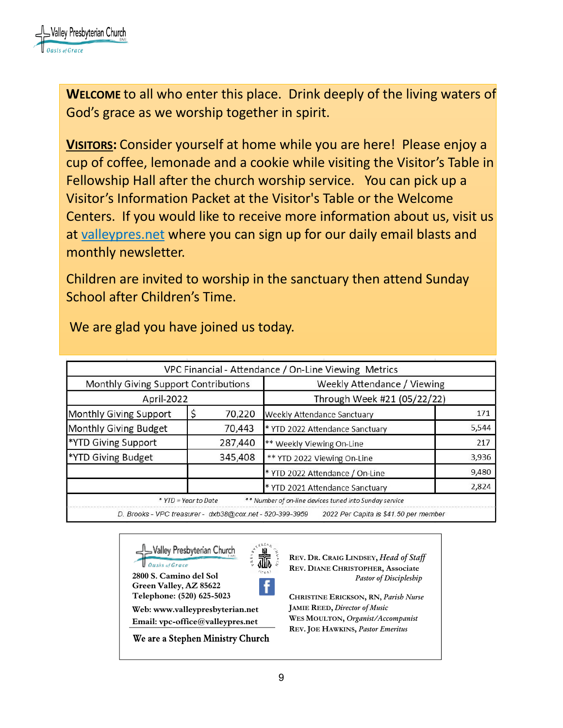**WELCOME** to all who enter this place. Drink deeply of the living waters of God's grace as we worship together in spirit.

**VISITORS:** Consider yourself at home while you are here! Please enjoy a cup of coffee, lemonade and a cookie while visiting the Visitor's Table in Fellowship Hall after the church worship service. You can pick up a Visitor's Information Packet at the Visitor's Table or the Welcome Centers. If you would like to receive more information about us, visit us at valleypres.net where you can sign up for our daily email blasts and monthly newsletter.

Children are invited to worship in the sanctuary then attend Sunday School after Children's Time.

We are glad you have joined us today.

| VPC Financial - Attendance / On-Line Viewing Metrics | | | |
|---|---|---|---|
| Monthly Giving Support Contributions | | Weekly Attendance / Viewing | |
| April-2022 | | Through Week #21 (05/22/22) | |
| Monthly Giving Support | $ 70,220 | Weekly Attendance Sanctuary | 171 |
| Monthly Giving Budget | 70,443 | * YTD 2022 Attendance Sanctuary | 5,544 |
| *YTD Giving Support | 287,440 | ** Weekly Viewing On-Line | 217 |
| *YTD Giving Budget | 345,408 | ** YTD 2022 Viewing On-Line | 3,936 |
| | | * YTD 2022 Attendance / On-Line | 9,480 |
| | | * YTD 2021 Attendance Sanctuary | 2,824 |

* YTD = Year to Date ** Number of on-line devices tuned into Sunday service

D. Brooks - VPC treasurer - dxb38@cox.net - 520-399-3959 2022 Per Capita is $41.50 per member

---

Valley Presbyterian Church
*Oasis of Grace*

**2800 S. Camino del Sol**
**Green Valley, AZ 85622**
**Telephone: (520) 625-5023**

**Web: www.valleypresbyterian.net**
**Email: vpc-office@valleypres.net**

**We are a Stephen Ministry Church**

**REV. DR. CRAIG LINDSEY,** *Head of Staff*
**REV. DIANE CHRISTOPHER, Associate** *Pastor of Discipleship*

**CHRISTINE ERICKSON, RN,** *Parish Nurse*
**JAMIE REED,** *Director of Music*
**WES MOULTON,** *Organist/Accompanist*
**REV. JOE HAWKINS,** *Pastor Emeritus*